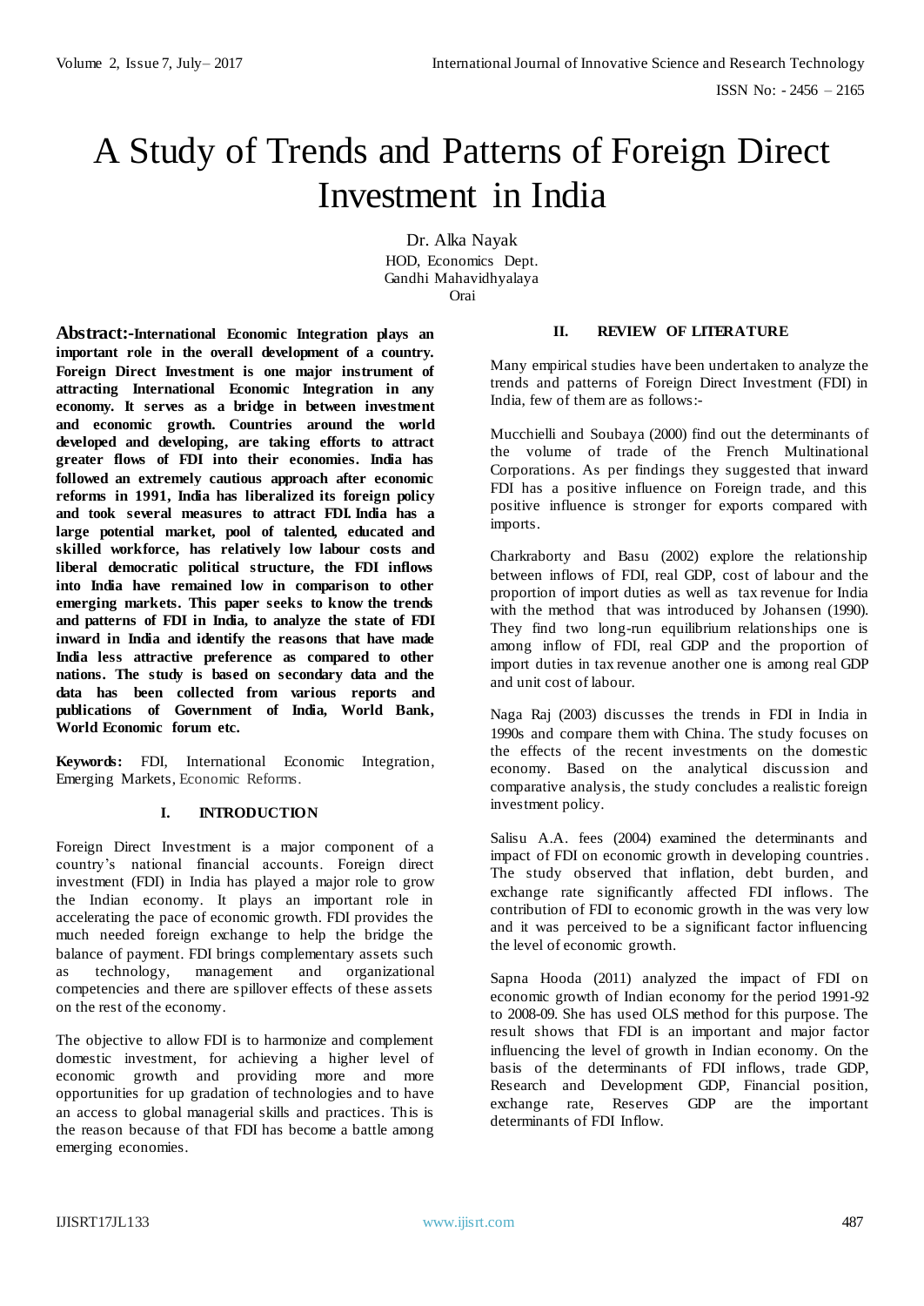# A Study of Trends and Patterns of Foreign Direct Investment in India

Dr. Alka Nayak
HOD, Economics Dept.
Gandhi Mahavidhyalaya
Orai

**Abstract:-International Economic Integration plays an important role in the overall development of a country. Foreign Direct Investment is one major instrument of attracting International Economic Integration in any economy. It serves as a bridge in between investment and economic growth. Countries around the world developed and developing, are taking efforts to attract greater flows of FDI into their economies. India has followed an extremely cautious approach after economic reforms in 1991, India has liberalized its foreign policy and took several measures to attract FDI. India has a large potential market, pool of talented, educated and skilled workforce, has relatively low labour costs and liberal democratic political structure, the FDI inflows into India have remained low in comparison to other emerging markets. This paper seeks to know the trends and patterns of FDI in India, to analyze the state of FDI inward in India and identify the reasons that have made India less attractive preference as compared to other nations. The study is based on secondary data and the data has been collected from various reports and publications of Government of India, World Bank, World Economic forum etc.**

**Keywords:** FDI, International Economic Integration, Emerging Markets, Economic Reforms.

## I. INTRODUCTION

Foreign Direct Investment is a major component of a country's national financial accounts. Foreign direct investment (FDI) in India has played a major role to grow the Indian economy. It plays an important role in accelerating the pace of economic growth. FDI provides the much needed foreign exchange to help the bridge the balance of payment. FDI brings complementary assets such as technology, management and organizational competencies and there are spillover effects of these assets on the rest of the economy.

The objective to allow FDI is to harmonize and complement domestic investment, for achieving a higher level of economic growth and providing more and more opportunities for up gradation of technologies and to have an access to global managerial skills and practices. This is the reason because of that FDI has become a battle among emerging economies.

## II. REVIEW OF LITERATURE

Many empirical studies have been undertaken to analyze the trends and patterns of Foreign Direct Investment (FDI) in India, few of them are as follows:-

Mucchielli and Soubaya (2000) find out the determinants of the volume of trade of the French Multinational Corporations. As per findings they suggested that inward FDI has a positive influence on Foreign trade, and this positive influence is stronger for exports compared with imports.

Charkraborty and Basu (2002) explore the relationship between inflows of FDI, real GDP, cost of labour and the proportion of import duties as well as tax revenue for India with the method that was introduced by Johansen (1990). They find two long-run equilibrium relationships one is among inflow of FDI, real GDP and the proportion of import duties in tax revenue another one is among real GDP and unit cost of labour.

Naga Raj (2003) discusses the trends in FDI in India in 1990s and compare them with China. The study focuses on the effects of the recent investments on the domestic economy. Based on the analytical discussion and comparative analysis, the study concludes a realistic foreign investment policy.

Salisu A.A. fees (2004) examined the determinants and impact of FDI on economic growth in developing countries. The study observed that inflation, debt burden, and exchange rate significantly affected FDI inflows. The contribution of FDI to economic growth in the was very low and it was perceived to be a significant factor influencing the level of economic growth.

Sapna Hooda (2011) analyzed the impact of FDI on economic growth of Indian economy for the period 1991-92 to 2008-09. She has used OLS method for this purpose. The result shows that FDI is an important and major factor influencing the level of growth in Indian economy. On the basis of the determinants of FDI inflows, trade GDP, Research and Development GDP, Financial position, exchange rate, Reserves GDP are the important determinants of FDI Inflow.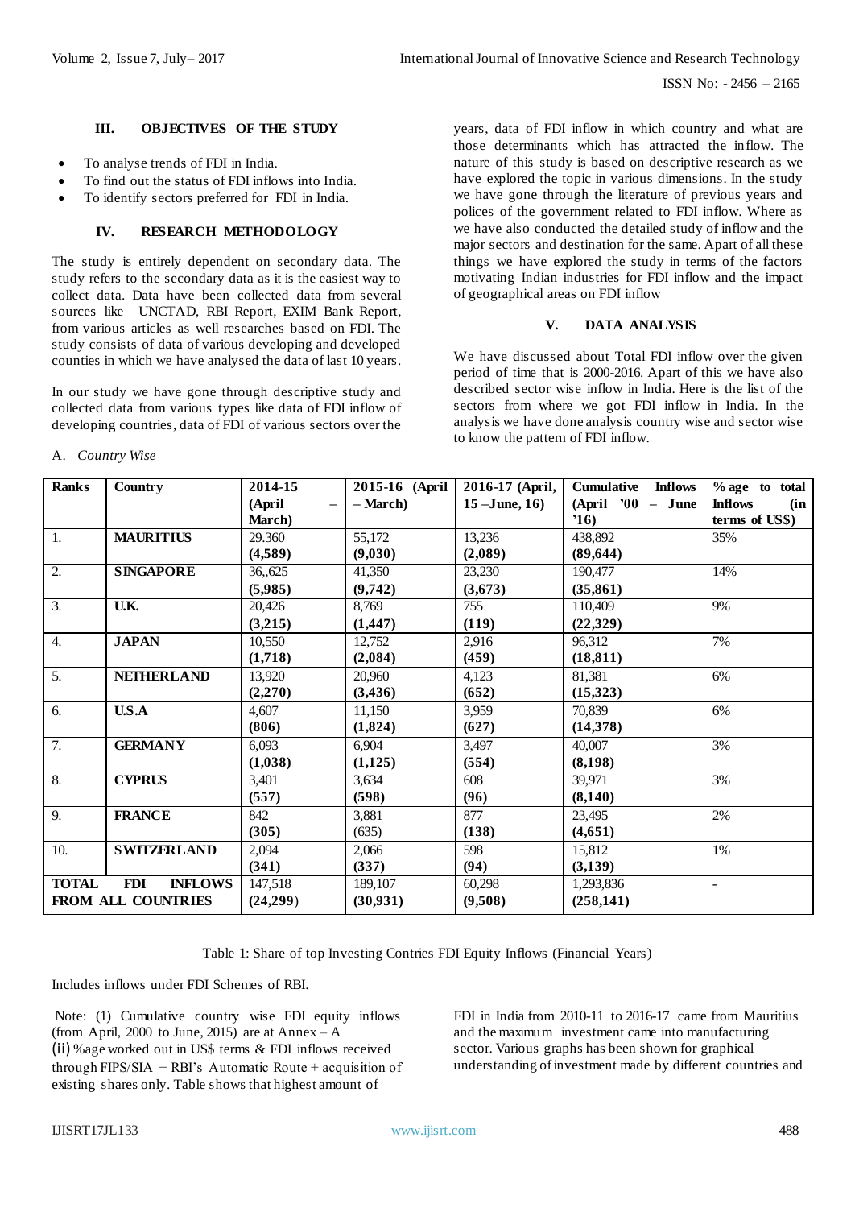### III. OBJECTIVES OF THE STUDY

- To analyse trends of FDI in India.
- To find out the status of FDI inflows into India.
- To identify sectors preferred for FDI in India.

### IV. RESEARCH METHODOLOGY

The study is entirely dependent on secondary data. The study refers to the secondary data as it is the easiest way to collect data. Data have been collected data from several sources like UNCTAD, RBI Report, EXIM Bank Report, from various articles as well researches based on FDI. The study consists of data of various developing and developed counties in which we have analysed the data of last 10 years.

In our study we have gone through descriptive study and collected data from various types like data of FDI inflow of developing countries, data of FDI of various sectors over the years, data of FDI inflow in which country and what are those determinants which has attracted the inflow. The nature of this study is based on descriptive research as we have explored the topic in various dimensions. In the study we have gone through the literature of previous years and polices of the government related to FDI inflow. Where as we have also conducted the detailed study of inflow and the major sectors and destination for the same. Apart of all these things we have explored the study in terms of the factors motivating Indian industries for FDI inflow and the impact of geographical areas on FDI inflow

### V. DATA ANALYSIS

We have discussed about Total FDI inflow over the given period of time that is 2000-2016. Apart of this we have also described sector wise inflow in India. Here is the list of the sectors from where we got FDI inflow in India. In the analysis we have done analysis country wise and sector wise to know the pattern of FDI inflow.

*A. Country Wise*

| **Ranks** | **Country** | **2014-15 (April – March)** | **2015-16 (April – March)** | **2016-17 (April, 15 –June, 16)** | **Cumulative Inflows (April '00 – June '16)** | **%age to total Inflows (in terms of US$)** |
|---|---|---|---|---|---|---|
| 1. | **MAURITIUS** | 29.360 **(4,589)** | 55,172 **(9,030)** | 13,236 **(2,089)** | 438,892 **(89,644)** | 35% |
| 2. | **SINGAPORE** | 36,,625 **(5,985)** | 41,350 **(9,742)** | 23,230 **(3,673)** | 190,477 **(35,861)** | 14% |
| 3. | **U.K.** | 20,426 **(3,215)** | 8,769 **(1,447)** | 755 **(119)** | 110,409 **(22,329)** | 9% |
| 4. | **JAPAN** | 10,550 **(1,718)** | 12,752 **(2,084)** | 2,916 **(459)** | 96,312 **(18,811)** | 7% |
| 5. | **NETHERLAND** | 13,920 **(2,270)** | 20,960 **(3,436)** | 4,123 **(652)** | 81,381 **(15,323)** | 6% |
| 6. | **U.S.A** | 4,607 **(806)** | 11,150 **(1,824)** | 3,959 **(627)** | 70,839 **(14,378)** | 6% |
| 7. | **GERMANY** | 6,093 **(1,038)** | 6,904 **(1,125)** | 3,497 **(554)** | 40,007 **(8,198)** | 3% |
| 8. | **CYPRUS** | 3,401 **(557)** | 3,634 **(598)** | 608 **(96)** | 39,971 **(8,140)** | 3% |
| 9. | **FRANCE** | 842 **(305)** | 3,881 (635) | 877 **(138)** | 23,495 **(4,651)** | 2% |
| 10. | **SWITZERLAND** | 2,094 **(341)** | 2,066 **(337)** | 598 **(94)** | 15,812 **(3,139)** | 1% |
| **TOTAL FDI INFLOWS FROM ALL COUNTRIES** | | 147,518 **(24,299)** | 189,107 **(30,931)** | 60,298 **(9,508)** | 1,293,836 **(258,141)** | - |

Table 1: Share of top Investing Contries FDI Equity Inflows (Financial Years)

Includes inflows under FDI Schemes of RBI.

Note: (1) Cumulative country wise FDI equity inflows (from April, 2000 to June, 2015) are at Annex – A
(ii) %age worked out in US$ terms & FDI inflows received through FIPS/SIA + RBI's Automatic Route + acquisition of existing shares only. Table shows that highest amount of FDI in India from 2010-11 to 2016-17 came from Mauritius and the maximum investment came into manufacturing sector. Various graphs has been shown for graphical understanding of investment made by different countries and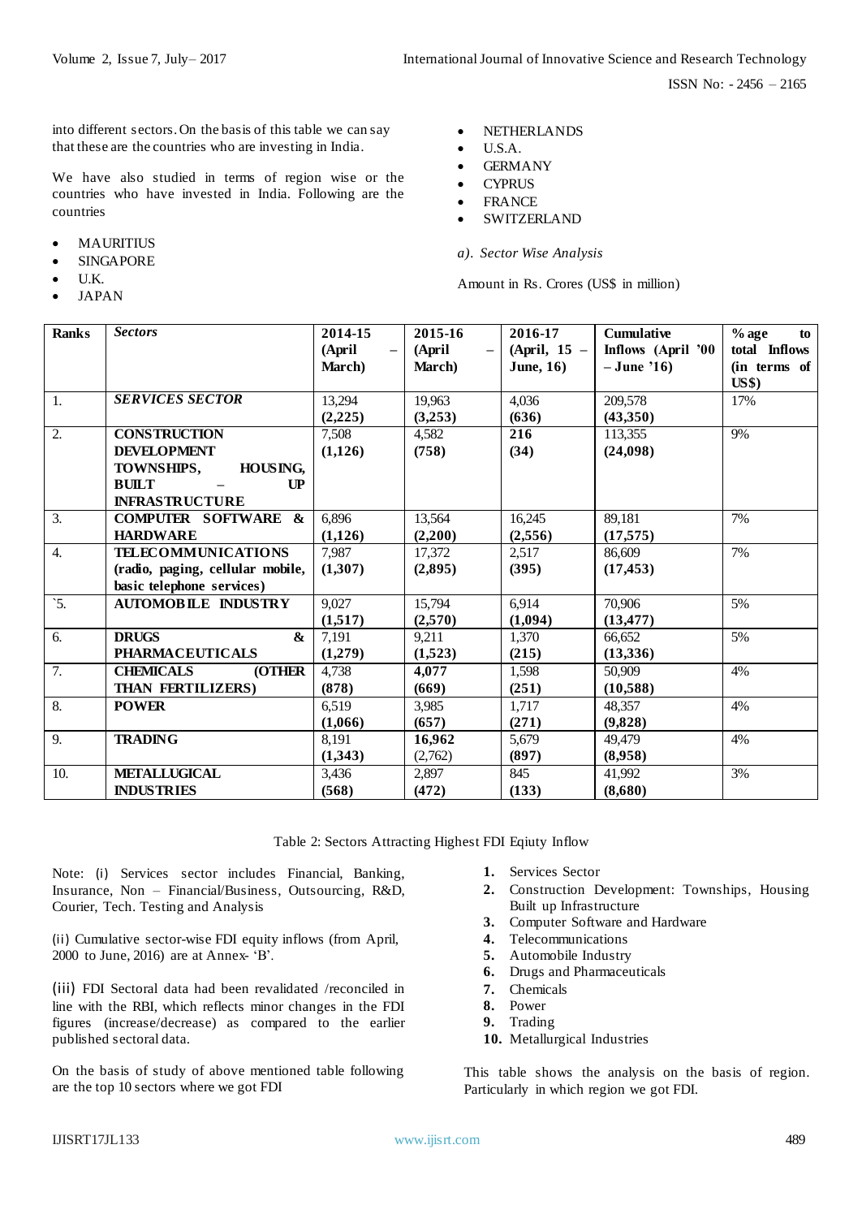into different sectors. On the basis of this table we can say that these are the countries who are investing in India.

We have also studied in terms of region wise or the countries who have invested in India. Following are the countries

- MAURITIUS
- SINGAPORE
- U.K.
- JAPAN
- NETHERLANDS
- U.S.A.
- GERMANY
- CYPRUS
- FRANCE
- SWITZERLAND

*a). Sector Wise Analysis*

Amount in Rs. Crores (US$ in million)

| Ranks | *Sectors* | 2014-15 (April – March) | 2015-16 (April – March) | 2016-17 (April, 15 – June, 16) | Cumulative Inflows (April '00 – June '16) | % age to total Inflows (in terms of US$) |
|---|---|---|---|---|---|---|
| 1. | ***SERVICES SECTOR*** | 13,294 **(2,225)** | 19,963 **(3,253)** | 4,036 **(636)** | 209,578 **(43,350)** | 17% |
| 2. | **CONSTRUCTION DEVELOPMENT TOWNSHIPS, HOUSING, BUILT – UP INFRASTRUCTURE** | 7,508 **(1,126)** | 4,582 **(758)** | **216 (34)** | 113,355 **(24,098)** | 9% |
| 3. | **COMPUTER SOFTWARE & HARDWARE** | 6,896 **(1,126)** | 13,564 **(2,200)** | 16,245 **(2,556)** | 89,181 **(17,575)** | 7% |
| 4. | **TELECOMMUNICATIONS (radio, paging, cellular mobile, basic telephone services)** | 7,987 **(1,307)** | 17,372 **(2,895)** | 2,517 **(395)** | 86,609 **(17,453)** | 7% |
| `5. | **AUTOMOBILE INDUSTRY** | 9,027 **(1,517)** | 15,794 **(2,570)** | 6,914 **(1,094)** | 70,906 **(13,477)** | 5% |
| 6. | **DRUGS & PHARMACEUTICALS** | 7,191 **(1,279)** | 9,211 **(1,523)** | 1,370 **(215)** | 66,652 **(13,336)** | 5% |
| 7. | **CHEMICALS (OTHER THAN FERTILIZERS)** | 4,738 **(878)** | **4,077 (669)** | 1,598 **(251)** | 50,909 **(10,588)** | 4% |
| 8. | **POWER** | 6,519 **(1,066)** | 3,985 **(657)** | 1,717 **(271)** | 48,357 **(9,828)** | 4% |
| 9. | **TRADING** | 8,191 **(1,343)** | **16,962** (2,762) | 5,679 **(897)** | 49,479 **(8,958)** | 4% |
| 10. | **METALLUGICAL INDUSTRIES** | 3,436 **(568)** | 2,897 **(472)** | 845 **(133)** | 41,992 **(8,680)** | 3% |

Table 2: Sectors Attracting Highest FDI Eqiuty Inflow

Note: (i) Services sector includes Financial, Banking, Insurance, Non – Financial/Business, Outsourcing, R&D, Courier, Tech. Testing and Analysis

(ii) Cumulative sector-wise FDI equity inflows (from April, 2000 to June, 2016) are at Annex- 'B'.

(iii) FDI Sectoral data had been revalidated /reconciled in line with the RBI, which reflects minor changes in the FDI figures (increase/decrease) as compared to the earlier published sectoral data.

On the basis of study of above mentioned table following are the top 10 sectors where we got FDI

1. Services Sector
2. Construction Development: Townships, Housing Built up Infrastructure
3. Computer Software and Hardware
4. Telecommunications
5. Automobile Industry
6. Drugs and Pharmaceuticals
7. Chemicals
8. Power
9. Trading
10. Metallurgical Industries

This table shows the analysis on the basis of region. Particularly in which region we got FDI.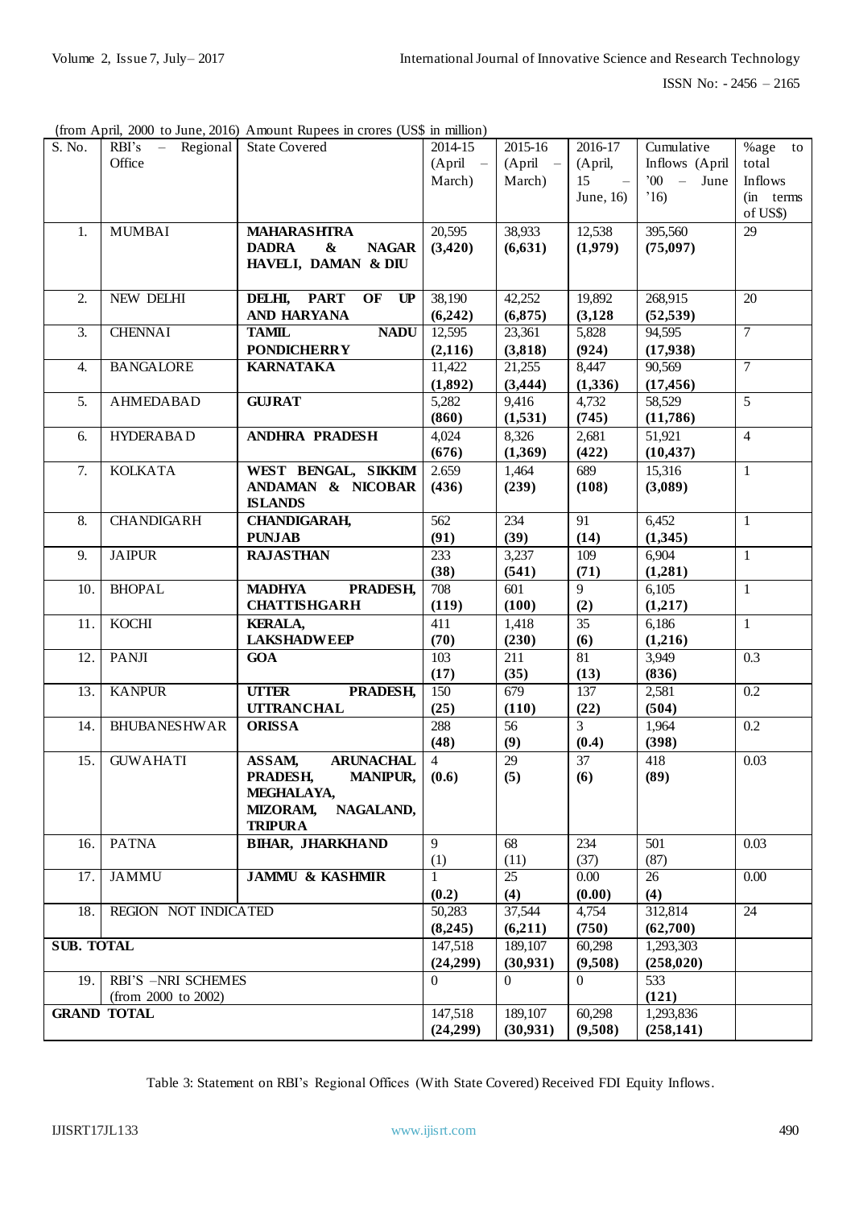(from April, 2000 to June, 2016) Amount Rupees in crores (US$ in million)

| S. No. | RBI's – Regional Office | State Covered | 2014-15 (April – March) | 2015-16 (April – March) | 2016-17 (April, 15 – June, 16) | Cumulative Inflows (April '00 – June '16) | %age to total Inflows (in terms of US$) |
|---|---|---|---|---|---|---|---|
| 1. | MUMBAI | **MAHARASHTRA DADRA & NAGAR HAVELI, DAMAN & DIU** | 20,595 **(3,420)** | 38,933 **(6,631)** | 12,538 **(1,979)** | 395,560 **(75,097)** | 29 |
| 2. | NEW DELHI | **DELHI, PART OF UP AND HARYANA** | 38,190 **(6,242)** | 42,252 **(6,875)** | 19,892 **(3,128** | 268,915 **(52,539)** | 20 |
| 3. | CHENNAI | **TAMIL NADU PONDICHERRY** | 12,595 **(2,116)** | 23,361 **(3,818)** | 5,828 **(924)** | 94,595 **(17,938)** | 7 |
| 4. | BANGALORE | **KARNATAKA** | 11,422 **(1,892)** | 21,255 **(3,444)** | 8,447 **(1,336)** | 90,569 **(17,456)** | 7 |
| 5. | AHMEDABAD | **GUJRAT** | 5,282 **(860)** | 9,416 **(1,531)** | 4,732 **(745)** | 58,529 **(11,786)** | 5 |
| 6. | HYDERABAD | **ANDHRA PRADESH** | 4,024 **(676)** | 8,326 **(1,369)** | 2,681 **(422)** | 51,921 **(10,437)** | 4 |
| 7. | KOLKATA | **WEST BENGAL, SIKKIM ANDAMAN & NICOBAR ISLANDS** | 2.659 **(436)** | 1,464 **(239)** | 689 **(108)** | 15,316 **(3,089)** | 1 |
| 8. | CHANDIGARH | **CHANDIGARAH, PUNJAB** | 562 **(91)** | 234 **(39)** | 91 **(14)** | 6,452 **(1,345)** | 1 |
| 9. | JAIPUR | **RAJASTHAN** | 233 **(38)** | 3,237 **(541)** | 109 **(71)** | 6,904 **(1,281)** | 1 |
| 10. | BHOPAL | **MADHYA PRADESH, CHATTISHGARH** | 708 **(119)** | 601 **(100)** | 9 **(2)** | 6,105 **(1,217)** | 1 |
| 11. | KOCHI | **KERALA, LAKSHADWEEP** | 411 **(70)** | 1,418 **(230)** | 35 **(6)** | 6,186 **(1,216)** | 1 |
| 12. | PANJI | **GOA** | 103 **(17)** | 211 **(35)** | 81 **(13)** | 3,949 **(836)** | 0.3 |
| 13. | KANPUR | **UTTER PRADESH, UTTRANCHAL** | 150 **(25)** | 679 **(110)** | 137 **(22)** | 2,581 **(504)** | 0.2 |
| 14. | BHUBANESHWAR | **ORISSA** | 288 **(48)** | 56 **(9)** | 3 **(0.4)** | 1,964 **(398)** | 0.2 |
| 15. | GUWAHATI | **ASSAM, ARUNACHAL PRADESH, MANIPUR, MEGHALAYA, MIZORAM, NAGALAND, TRIPURA** | 4 **(0.6)** | 29 **(5)** | 37 **(6)** | 418 **(89)** | 0.03 |
| 16. | PATNA | **BIHAR, JHARKHAND** | 9 (1) | 68 (11) | 234 (37) | 501 (87) | 0.03 |
| 17. | JAMMU | **JAMMU & KASHMIR** | 1 **(0.2)** | 25 **(4)** | 0.00 **(0.00)** | 26 **(4)** | 0.00 |
| 18. | REGION NOT INDICATED | | 50,283 **(8,245)** | 37,544 **(6,211)** | 4,754 **(750)** | 312,814 **(62,700)** | 24 |
| **SUB. TOTAL** | | | 147,518 **(24,299)** | 189,107 **(30,931)** | 60,298 **(9,508)** | 1,293,303 **(258,020)** | |
| 19. | RBI'S –NRI SCHEMES (from 2000 to 2002) | | 0 | 0 | 0 | 533 **(121)** | |
| **GRAND TOTAL** | | | 147,518 **(24,299)** | 189,107 **(30,931)** | 60,298 **(9,508)** | 1,293,836 **(258,141)** | |

Table 3: Statement on RBI's Regional Offices (With State Covered) Received FDI Equity Inflows.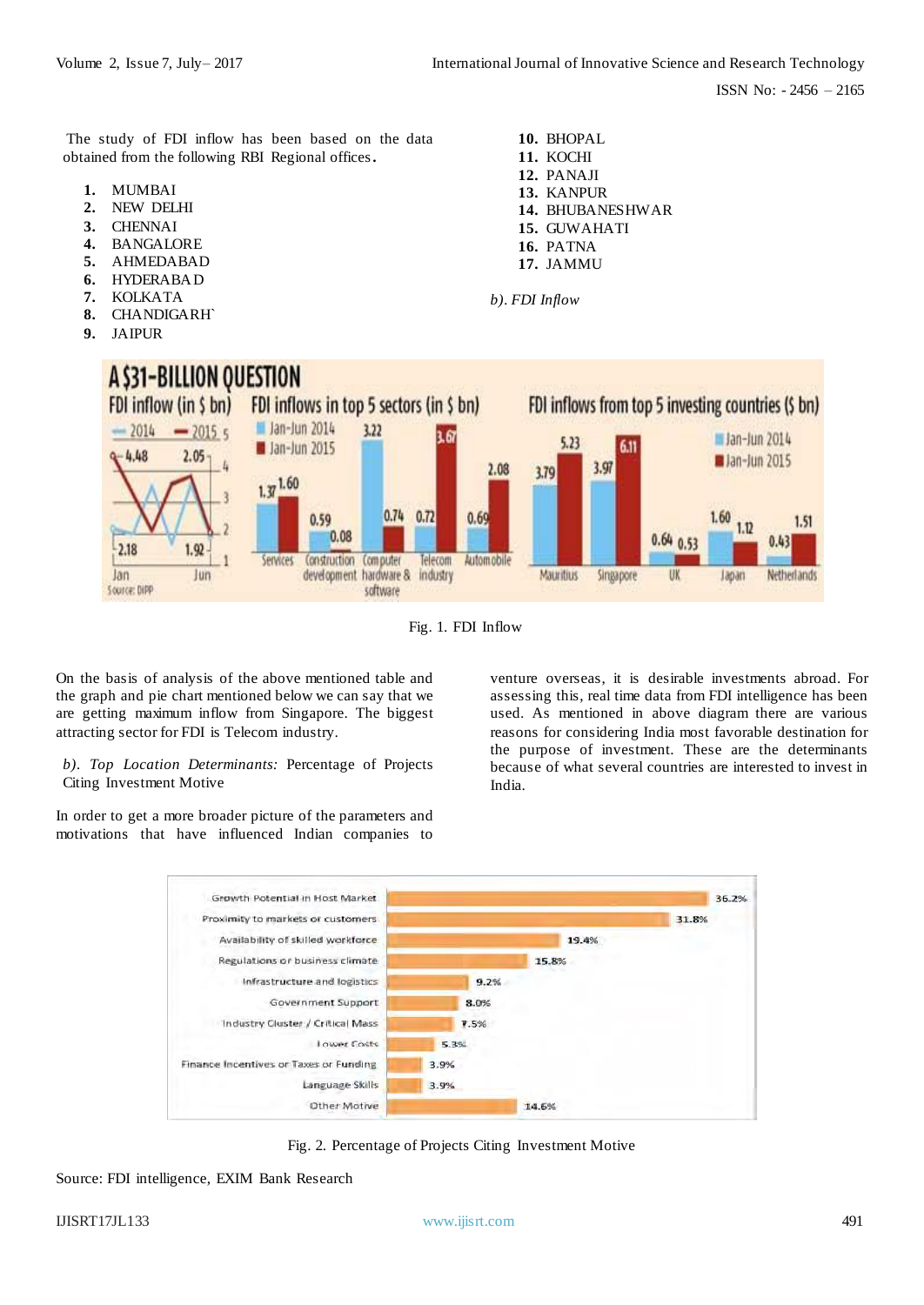The study of FDI inflow has been based on the data obtained from the following RBI Regional offices.

1. MUMBAI
2. NEW DELHI
3. CHENNAI
4. BANGALORE
5. AHMEDABAD
6. HYDERABAD
7. KOLKATA
8. CHANDIGARH`
9. JAIPUR
10. BHOPAL
11. KOCHI
12. PANAJI
13. KANPUR
14. BHUBANESHWAR
15. GUWAHATI
16. PATNA
17. JAMMU

*b). FDI Inflow*

Fig. 1. FDI Inflow

On the basis of analysis of the above mentioned table and the graph and pie chart mentioned below we can say that we are getting maximum inflow from Singapore. The biggest attracting sector for FDI is Telecom industry.

*b). Top Location Determinants:* Percentage of Projects Citing Investment Motive

In order to get a more broader picture of the parameters and motivations that have influenced Indian companies to venture overseas, it is desirable investments abroad. For assessing this, real time data from FDI intelligence has been used. As mentioned in above diagram there are various reasons for considering India most favorable destination for the purpose of investment. These are the determinants because of what several countries are interested to invest in India.

Fig. 2. Percentage of Projects Citing Investment Motive

Source: FDI intelligence, EXIM Bank Research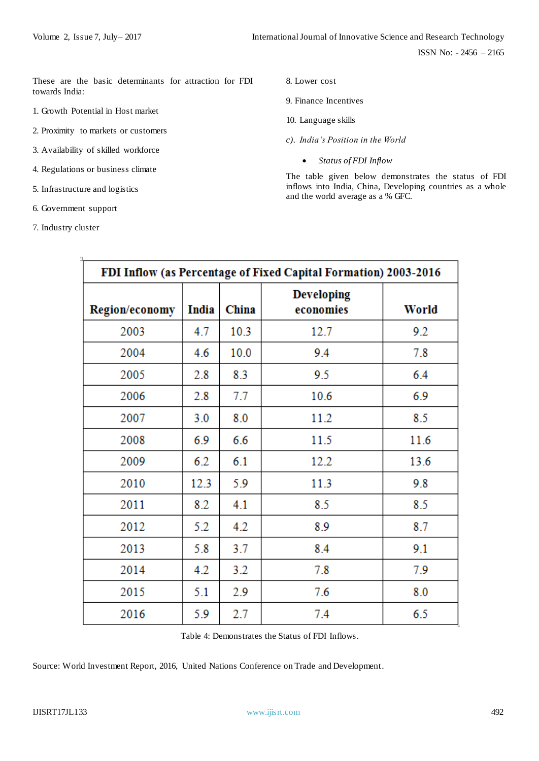These are the basic determinants for attraction for FDI towards India:

1. Growth Potential in Host market
2. Proximity to markets or customers
3. Availability of skilled workforce
4. Regulations or business climate
5. Infrastructure and logistics
6. Government support
7. Industry cluster
8. Lower cost
9. Finance Incentives
10. Language skills

*c). India's Position in the World*

- *Status of FDI Inflow*

The table given below demonstrates the status of FDI inflows into India, China, Developing countries as a whole and the world average as a % GFC.

| FDI Inflow (as Percentage of Fixed Capital Formation) 2003-2016 | | | | |
|---|---|---|---|---|
| **Region/economy** | **India** | **China** | **Developing economies** | **World** |
| 2003 | 4.7 | 10.3 | 12.7 | 9.2 |
| 2004 | 4.6 | 10.0 | 9.4 | 7.8 |
| 2005 | 2.8 | 8.3 | 9.5 | 6.4 |
| 2006 | 2.8 | 7.7 | 10.6 | 6.9 |
| 2007 | 3.0 | 8.0 | 11.2 | 8.5 |
| 2008 | 6.9 | 6.6 | 11.5 | 11.6 |
| 2009 | 6.2 | 6.1 | 12.2 | 13.6 |
| 2010 | 12.3 | 5.9 | 11.3 | 9.8 |
| 2011 | 8.2 | 4.1 | 8.5 | 8.5 |
| 2012 | 5.2 | 4.2 | 8.9 | 8.7 |
| 2013 | 5.8 | 3.7 | 8.4 | 9.1 |
| 2014 | 4.2 | 3.2 | 7.8 | 7.9 |
| 2015 | 5.1 | 2.9 | 7.6 | 8.0 |
| 2016 | 5.9 | 2.7 | 7.4 | 6.5 |

Table 4: Demonstrates the Status of FDI Inflows.

Source: World Investment Report, 2016, United Nations Conference on Trade and Development.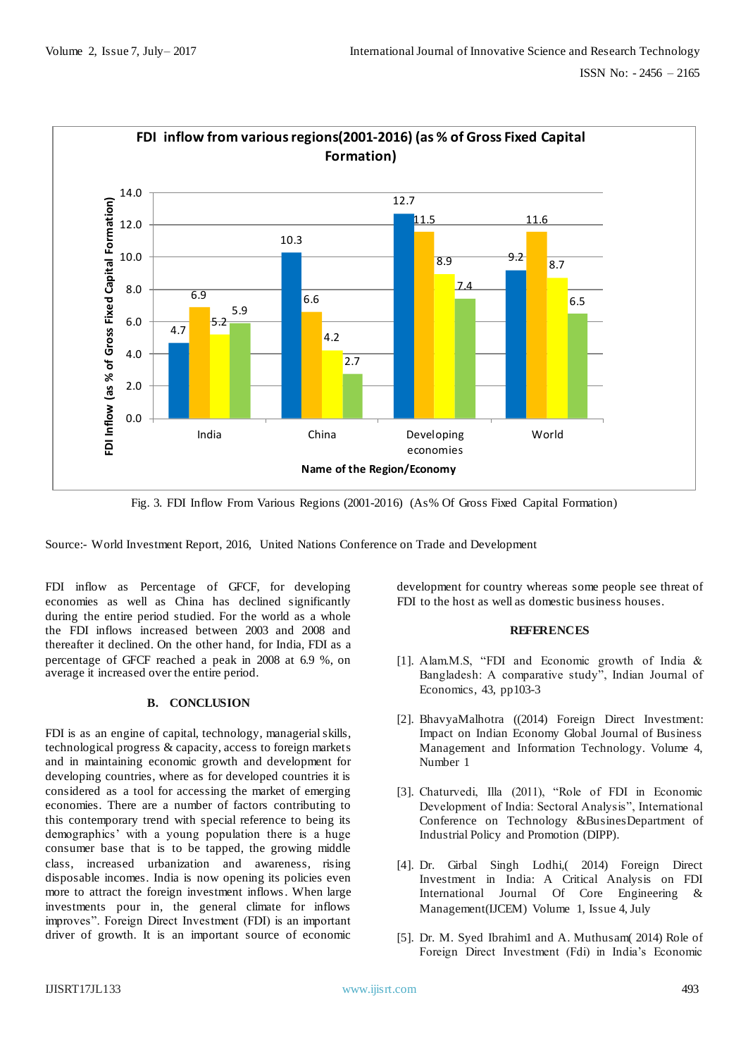FDI inflow from various regions(2001-2016) (as % of Gross Fixed Capital Formation)

| Name of the Region/Economy | | | | |
|---|---|---|---|---|
| India | 4.7 | 6.9 | 5.2 | 5.9 |
| China | 10.3 | 6.6 | 4.2 | 2.7 |
| Developing economies | 12.7 | 11.5 | 8.9 | 7.4 |
| World | 9.2 | 11.6 | 8.7 | 6.5 |

Fig. 3. FDI Inflow From Various Regions (2001-2016) (As% Of Gross Fixed Capital Formation)

Source:- World Investment Report, 2016, United Nations Conference on Trade and Development

FDI inflow as Percentage of GFCF, for developing economies as well as China has declined significantly during the entire period studied. For the world as a whole the FDI inflows increased between 2003 and 2008 and thereafter it declined. On the other hand, for India, FDI as a percentage of GFCF reached a peak in 2008 at 6.9 %, on average it increased over the entire period.

### B. CONCLUSION

FDI is as an engine of capital, technology, managerial skills, technological progress & capacity, access to foreign markets and in maintaining economic growth and development for developing countries, where as for developed countries it is considered as a tool for accessing the market of emerging economies. There are a number of factors contributing to this contemporary trend with special reference to being its demographics' with a young population there is a huge consumer base that is to be tapped, the growing middle class, increased urbanization and awareness, rising disposable incomes. India is now opening its policies even more to attract the foreign investment inflows. When large investments pour in, the general climate for inflows improves". Foreign Direct Investment (FDI) is an important driver of growth. It is an important source of economic development for country whereas some people see threat of FDI to the host as well as domestic business houses.

## REFERENCES

[1]. Alam.M.S, "FDI and Economic growth of India & Bangladesh: A comparative study", Indian Journal of Economics, 43, pp103-3

[2]. BhavyaMalhotra ((2014) Foreign Direct Investment: Impact on Indian Economy Global Journal of Business Management and Information Technology. Volume 4, Number 1

[3]. Chaturvedi, Illa (2011), "Role of FDI in Economic Development of India: Sectoral Analysis", International Conference on Technology &BusinesDepartment of Industrial Policy and Promotion (DIPP).

[4]. Dr. Girbal Singh Lodhi,( 2014) Foreign Direct Investment in India: A Critical Analysis on FDI International Journal Of Core Engineering & Management(IJCEM) Volume 1, Issue 4, July

[5]. Dr. M. Syed Ibrahim1 and A. Muthusam( 2014) Role of Foreign Direct Investment (Fdi) in India's Economic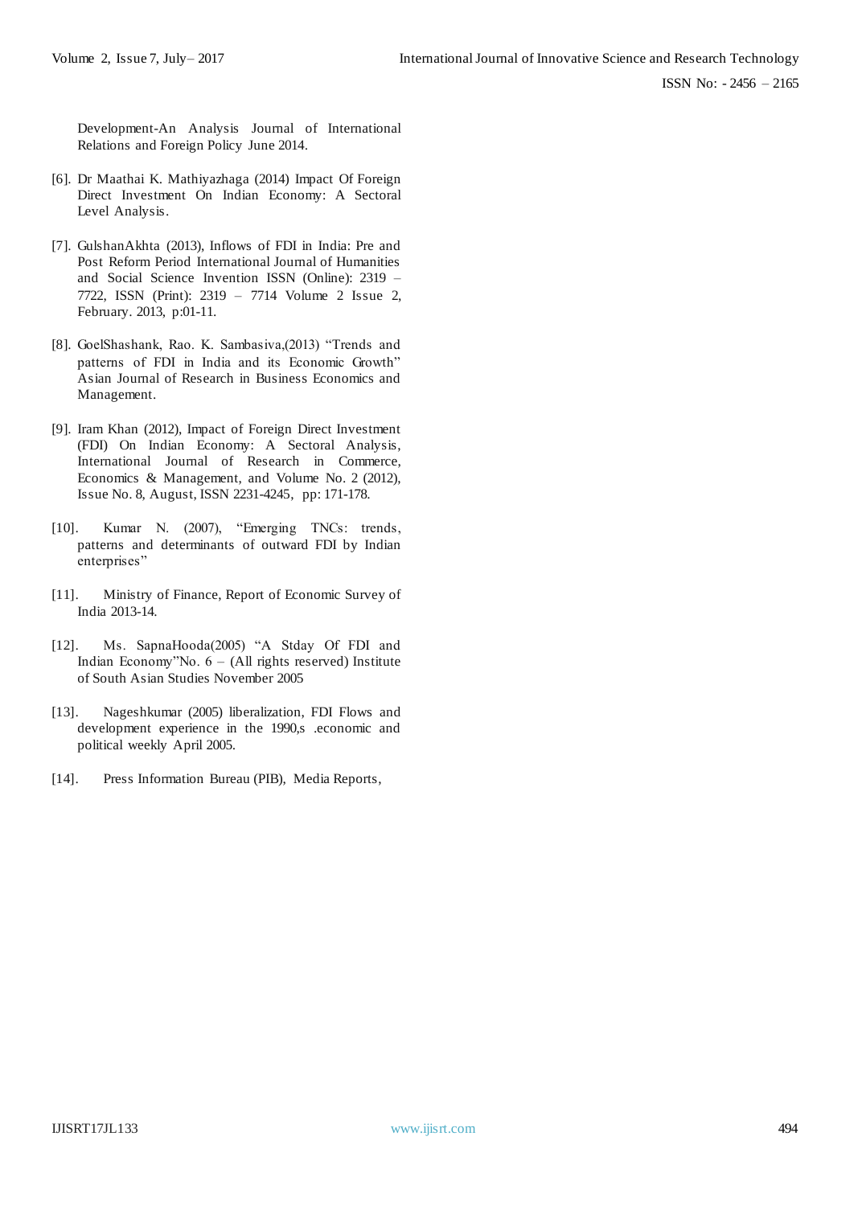Development-An Analysis Journal of International Relations and Foreign Policy June 2014.

[6]. Dr Maathai K. Mathiyazhaga (2014) Impact Of Foreign Direct Investment On Indian Economy: A Sectoral Level Analysis.

[7]. GulshanAkhta (2013), Inflows of FDI in India: Pre and Post Reform Period International Journal of Humanities and Social Science Invention ISSN (Online): 2319 – 7722, ISSN (Print): 2319 – 7714 Volume 2 Issue 2, February. 2013, p:01-11.

[8]. GoelShashank, Rao. K. Sambasiva,(2013) "Trends and patterns of FDI in India and its Economic Growth" Asian Journal of Research in Business Economics and Management.

[9]. Iram Khan (2012), Impact of Foreign Direct Investment (FDI) On Indian Economy: A Sectoral Analysis, International Journal of Research in Commerce, Economics & Management, and Volume No. 2 (2012), Issue No. 8, August, ISSN 2231-4245, pp: 171-178.

[10]. Kumar N. (2007), "Emerging TNCs: trends, patterns and determinants of outward FDI by Indian enterprises"

[11]. Ministry of Finance, Report of Economic Survey of India 2013-14.

[12]. Ms. SapnaHooda(2005) "A Stday Of FDI and Indian Economy"No. 6 – (All rights reserved) Institute of South Asian Studies November 2005

[13]. Nageshkumar (2005) liberalization, FDI Flows and development experience in the 1990,s .economic and political weekly April 2005.

[14]. Press Information Bureau (PIB), Media Reports,